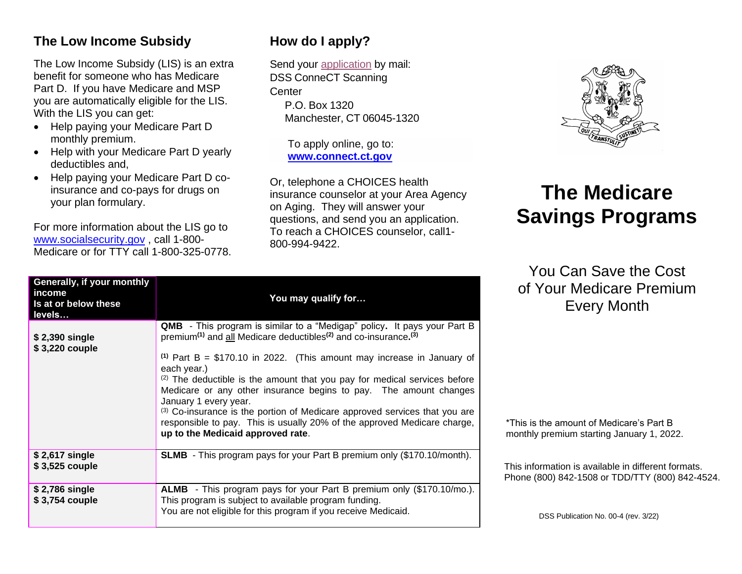## The Low Income Subsidy

The Low Income Subsidy (LIS) is an extra benefit for someone who has Medicare Part D. If you have Medicare and MSP you are automatically eligible for the LIS. With the LIS you can get:

- Help paying your Medicare Part D monthly premium.
- Help with your Medicare Part D yearly deductibles and,
- Help paying your Medicare Part D co-insurance and co-pays for drugs on your plan formulary.

For more information about the LIS go to www.socialsecurity.gov , call 1-800-Medicare or for TTY call 1-800-325-0778.

## How do I apply?

Send your application by mail:
DSS ConneCT Scanning Center
P.O. Box 1320
Manchester, CT 06045-1320

To apply online, go to:
**www.connect.ct.gov**

Or, telephone a CHOICES health insurance counselor at your Area Agency on Aging. They will answer your questions, and send you an application. To reach a CHOICES counselor, call1-800-994-9422.

| Generally, if your monthly income Is at or below these levels… | You may qualify for… |
|---|---|
| **$ 2,390 single** **$ 3,220 couple** | **QMB** - This program is similar to a “Medigap” policy**.** It pays your Part B premium[(1)] and all Medicare deductibles[(2)] and co-insurance**.**[(3)] <br><br> [(1)] Part B = $170.10 in 2022. (This amount may increase in January of each year.) <br> [(2)] The deductible is the amount that you pay for medical services before Medicare or any other insurance begins to pay. The amount changes January 1 every year. <br> [(3)] Co-insurance is the portion of Medicare approved services that you are responsible to pay. This is usually 20% of the approved Medicare charge, **up to the Medicaid approved rate**. |
| **$ 2,617 single** **$ 3,525 couple** | **SLMB** - This program pays for your Part B premium only ($170.10/month). |
| **$ 2,786 single** **$ 3,754 couple** | **ALMB** - This program pays for your Part B premium only ($170.10/mo.). This program is subject to available program funding. You are not eligible for this program if you receive Medicaid. |

# The Medicare Savings Programs

You Can Save the Cost of Your Medicare Premium Every Month

*This is the amount of Medicare's Part B monthly premium starting January 1, 2022.

This information is available in different formats. Phone (800) 842-1508 or TDD/TTY (800) 842-4524.

DSS Publication No. 00-4 (rev. 3/22)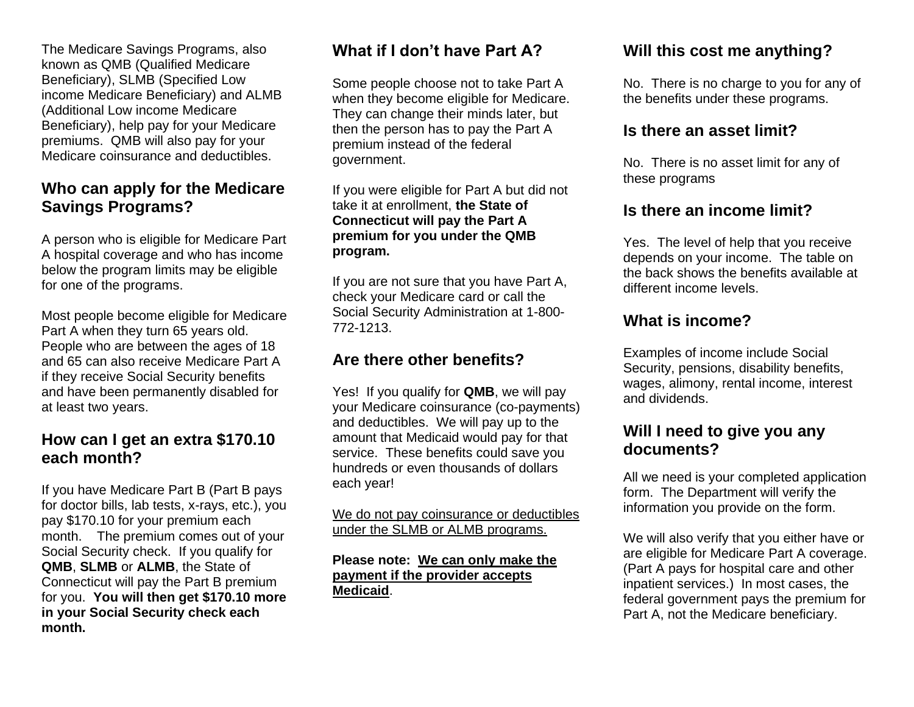The Medicare Savings Programs, also known as QMB (Qualified Medicare Beneficiary), SLMB (Specified Low income Medicare Beneficiary) and ALMB (Additional Low income Medicare Beneficiary), help pay for your Medicare premiums. QMB will also pay for your Medicare coinsurance and deductibles.

## Who can apply for the Medicare Savings Programs?

A person who is eligible for Medicare Part A hospital coverage and who has income below the program limits may be eligible for one of the programs.

Most people become eligible for Medicare Part A when they turn 65 years old. People who are between the ages of 18 and 65 can also receive Medicare Part A if they receive Social Security benefits and have been permanently disabled for at least two years.

## How can I get an extra $170.10 each month?

If you have Medicare Part B (Part B pays for doctor bills, lab tests, x-rays, etc.), you pay $170.10 for your premium each month. The premium comes out of your Social Security check. If you qualify for **QMB**, **SLMB** or **ALMB**, the State of Connecticut will pay the Part B premium for you. **You will then get $170.10 more in your Social Security check each month.**

## What if I don't have Part A?

Some people choose not to take Part A when they become eligible for Medicare. They can change their minds later, but then the person has to pay the Part A premium instead of the federal government.

If you were eligible for Part A but did not take it at enrollment, **the State of Connecticut will pay the Part A premium for you under the QMB program.**

If you are not sure that you have Part A, check your Medicare card or call the Social Security Administration at 1-800-772-1213.

## Are there other benefits?

Yes! If you qualify for **QMB**, we will pay your Medicare coinsurance (co-payments) and deductibles. We will pay up to the amount that Medicaid would pay for that service. These benefits could save you hundreds or even thousands of dollars each year!

We do not pay coinsurance or deductibles under the SLMB or ALMB programs.

**Please note: We can only make the payment if the provider accepts Medicaid**.

## Will this cost me anything?

No. There is no charge to you for any of the benefits under these programs.

## Is there an asset limit?

No. There is no asset limit for any of these programs

## Is there an income limit?

Yes. The level of help that you receive depends on your income. The table on the back shows the benefits available at different income levels.

## What is income?

Examples of income include Social Security, pensions, disability benefits, wages, alimony, rental income, interest and dividends.

## Will I need to give you any documents?

All we need is your completed application form. The Department will verify the information you provide on the form.

We will also verify that you either have or are eligible for Medicare Part A coverage. (Part A pays for hospital care and other inpatient services.) In most cases, the federal government pays the premium for Part A, not the Medicare beneficiary.